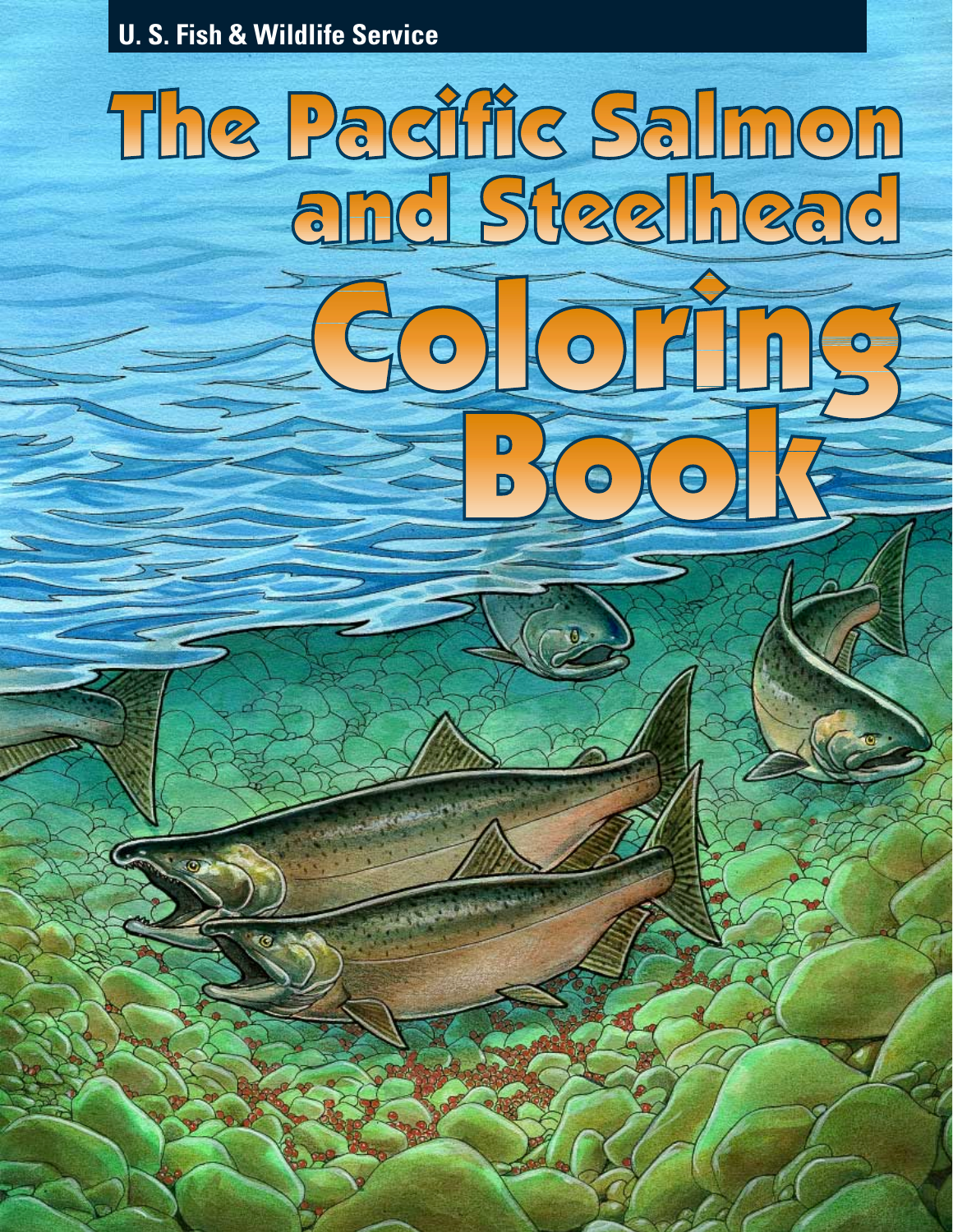U. S. Fish & Wildlife Service

# The Pacific Salmon and Steelhead Coloring Book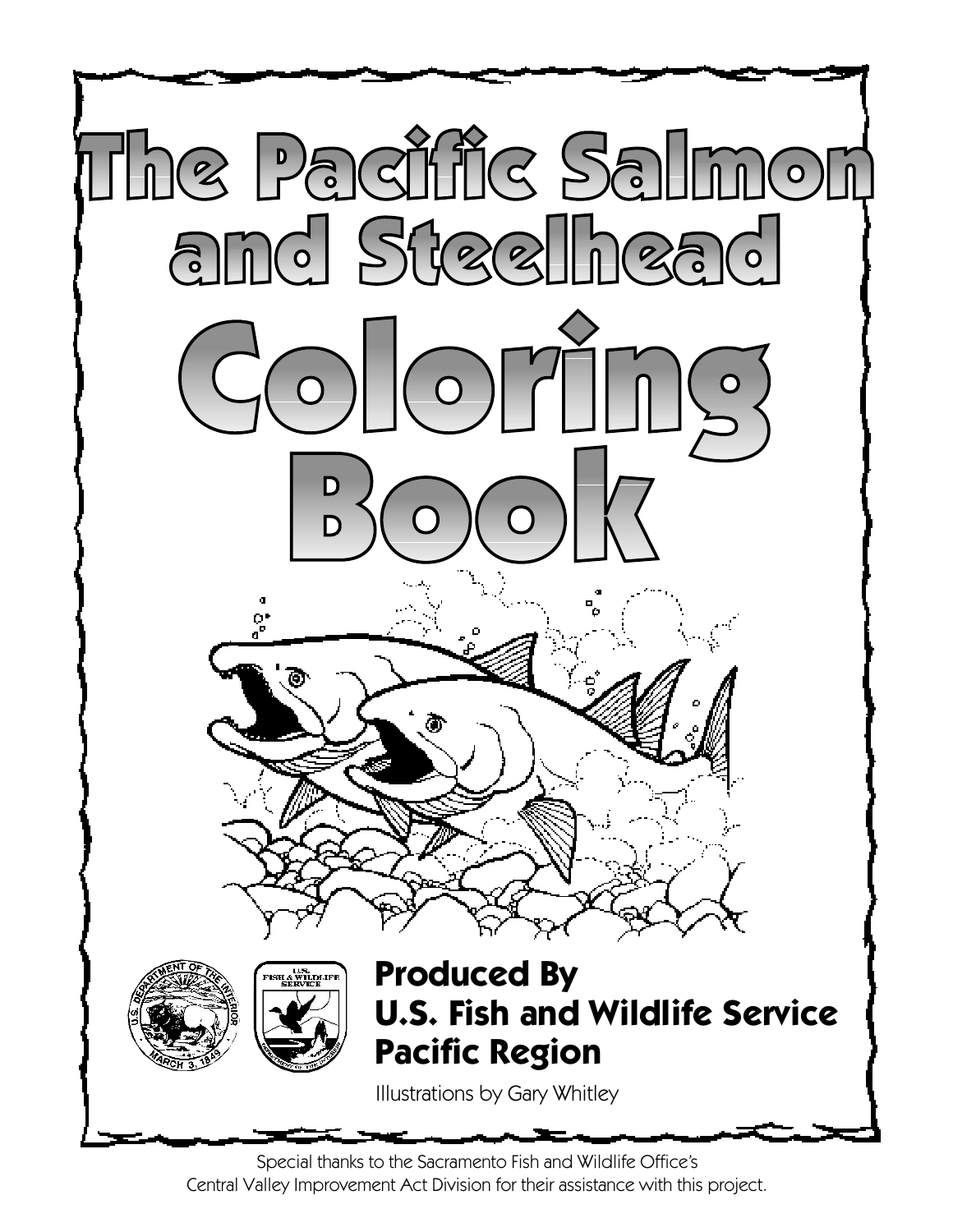# The Pacific Salmon and Steelhead

# Coloring Book

**Produced By**
**U.S. Fish and Wildlife Service**
**Pacific Region**

Illustrations by Gary Whitley

Special thanks to the Sacramento Fish and Wildlife Office's Central Valley Improvement Act Division for their assistance with this project.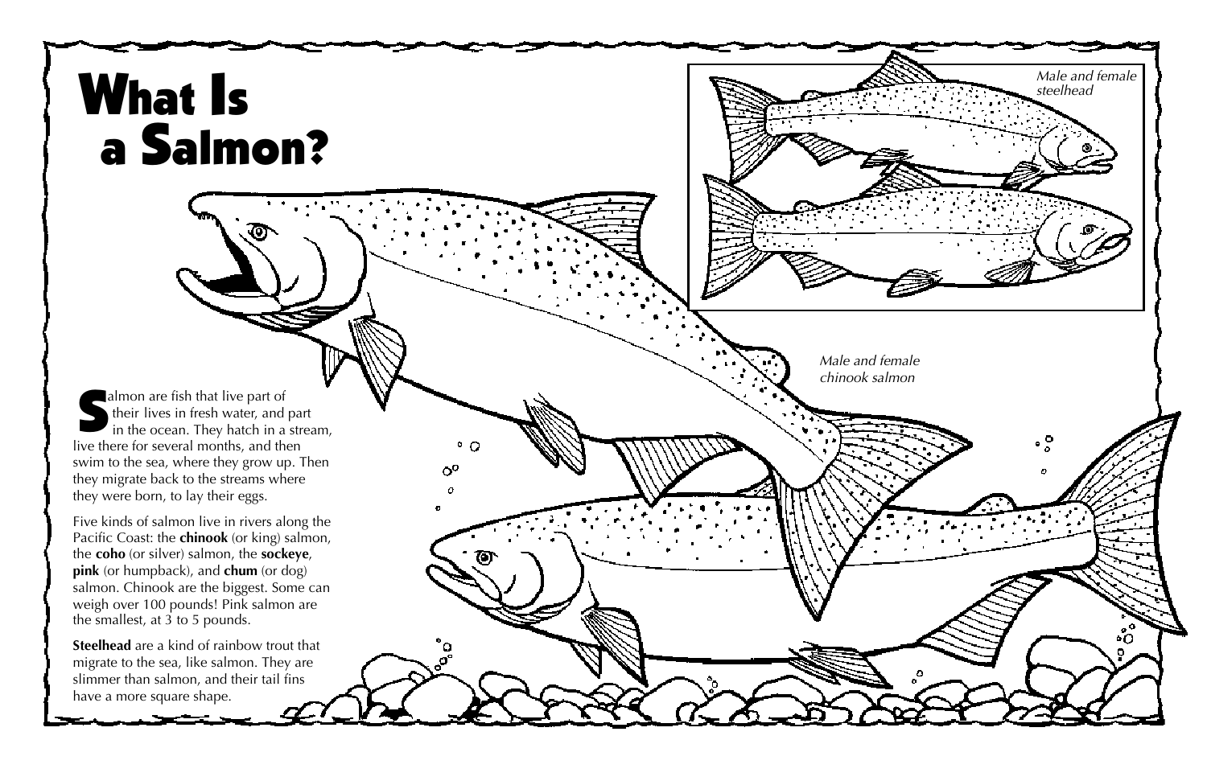# What Is a Salmon?

Salmon are fish that live part of their lives in fresh water, and part in the ocean. They hatch in a stream, live there for several months, and then swim to the sea, where they grow up. Then they migrate back to the streams where they were born, to lay their eggs.

Five kinds of salmon live in rivers along the Pacific Coast: the **chinook** (or king) salmon, the **coho** (or silver) salmon, the **sockeye**, **pink** (or humpback), and **chum** (or dog) salmon. Chinook are the biggest. Some can weigh over 100 pounds! Pink salmon are the smallest, at 3 to 5 pounds.

**Steelhead** are a kind of rainbow trout that migrate to the sea, like salmon. They are slimmer than salmon, and their tail fins have a more square shape.

*Male and female steelhead*

*Male and female chinook salmon*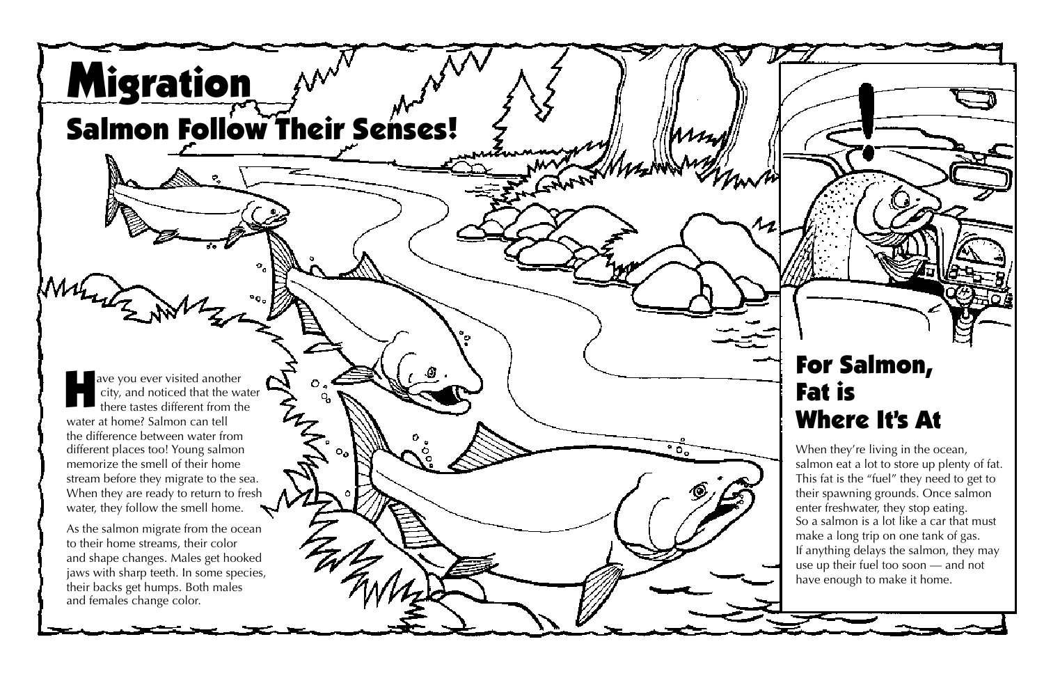# Migration

## Salmon Follow Their Senses!

Have you ever visited another city, and noticed that the water there tastes different from the water at home? Salmon can tell the difference between water from different places too! Young salmon memorize the smell of their home stream before they migrate to the sea. When they are ready to return to fresh water, they follow the smell home.

As the salmon migrate from the ocean to their home streams, their color and shape changes. Males get hooked jaws with sharp teeth. In some species, their backs get humps. Both males and females change color.

## For Salmon, Fat is Where It's At

When they're living in the ocean, salmon eat a lot to store up plenty of fat. This fat is the "fuel" they need to get to their spawning grounds. Once salmon enter freshwater, they stop eating. So a salmon is a lot like a car that must make a long trip on one tank of gas. If anything delays the salmon, they may use up their fuel too soon — and not have enough to make it home.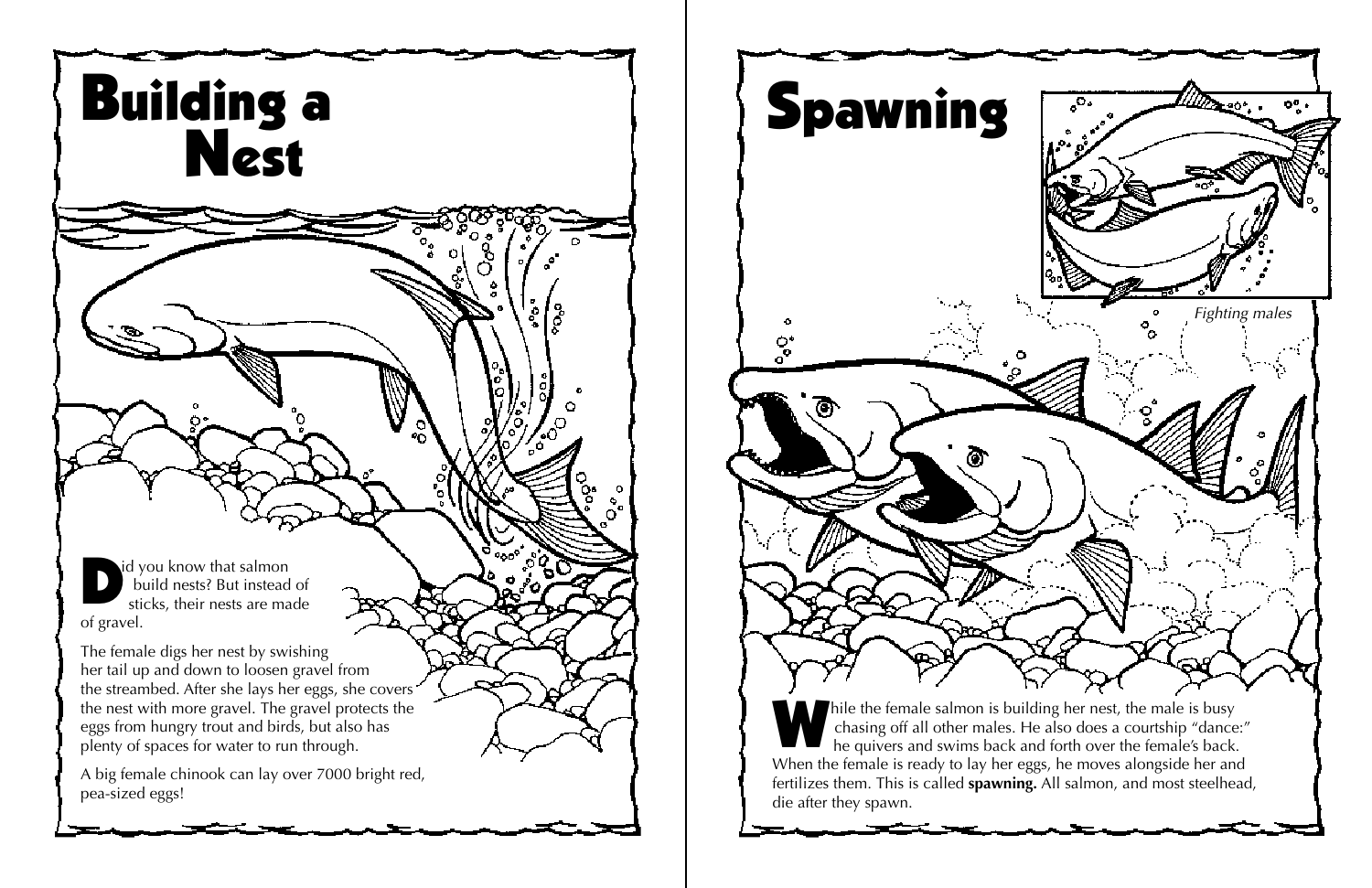# Building a Nest

Did you know that salmon build nests? But instead of sticks, their nests are made of gravel.

The female digs her nest by swishing her tail up and down to loosen gravel from the streambed. After she lays her eggs, she covers the nest with more gravel. The gravel protects the eggs from hungry trout and birds, but also has plenty of spaces for water to run through.

A big female chinook can lay over 7000 bright red, pea-sized eggs!

# Spawning

*Fighting males*

While the female salmon is building her nest, the male is busy chasing off all other males. He also does a courtship "dance:" he quivers and swims back and forth over the female's back. When the female is ready to lay her eggs, he moves alongside her and fertilizes them. This is called **spawning.** All salmon, and most steelhead, die after they spawn.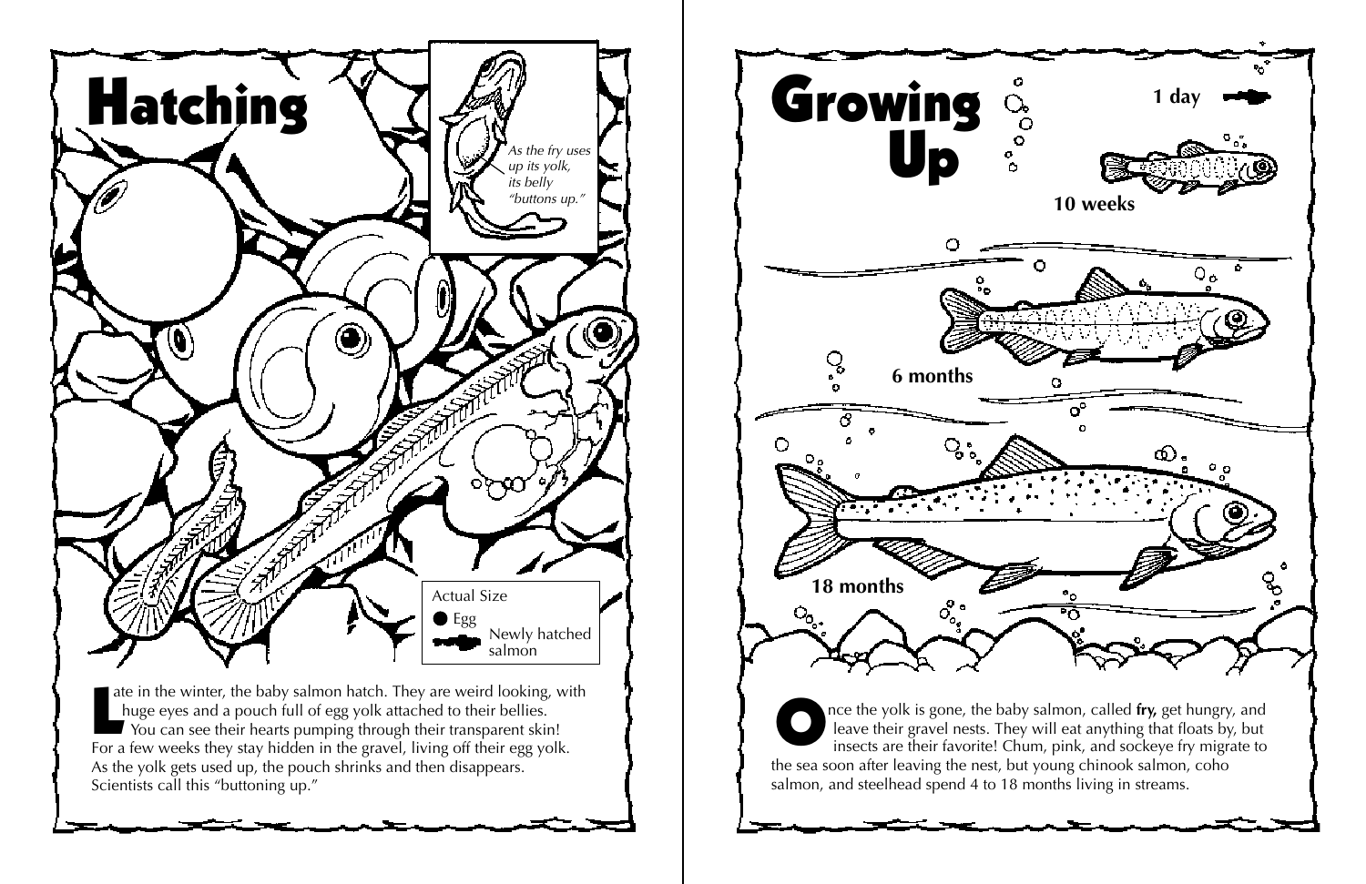# Hatching

*As the fry uses up its yolk, its belly "buttons up."*

Actual Size

Egg

Newly hatched salmon

Late in the winter, the baby salmon hatch. They are weird looking, with huge eyes and a pouch full of egg yolk attached to their bellies. You can see their hearts pumping through their transparent skin! For a few weeks they stay hidden in the gravel, living off their egg yolk. As the yolk gets used up, the pouch shrinks and then disappears. Scientists call this "buttoning up."

# Growing Up

**1 day**

**10 weeks**

**6 months**

**18 months**

Once the yolk is gone, the baby salmon, called **fry,** get hungry, and leave their gravel nests. They will eat anything that floats by, but insects are their favorite! Chum, pink, and sockeye fry migrate to the sea soon after leaving the nest, but young chinook salmon, coho salmon, and steelhead spend 4 to 18 months living in streams.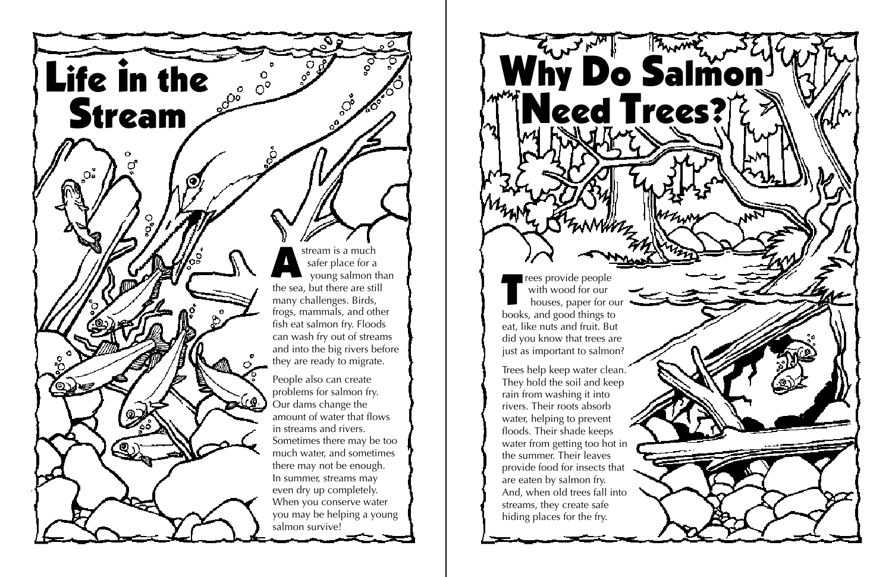# Life in the Stream

A stream is a much safer place for a young salmon than the sea, but there are still many challenges. Birds, frogs, mammals, and other fish eat salmon fry. Floods can wash fry out of streams and into the big rivers before they are ready to migrate.

People also can create problems for salmon fry. Our dams change the amount of water that flows in streams and rivers. Sometimes there may be too much water, and sometimes there may not be enough. In summer, streams may even dry up completely. When you conserve water you may be helping a young salmon survive!

# Why Do Salmon Need Trees?

Trees provide people with wood for our houses, paper for our books, and good things to eat, like nuts and fruit. But did you know that trees are just as important to salmon?

Trees help keep water clean. They hold the soil and keep rain from washing it into rivers. Their roots absorb water, helping to prevent floods. Their shade keeps water from getting too hot in the summer. Their leaves provide food for insects that are eaten by salmon fry. And, when old trees fall into streams, they create safe hiding places for the fry.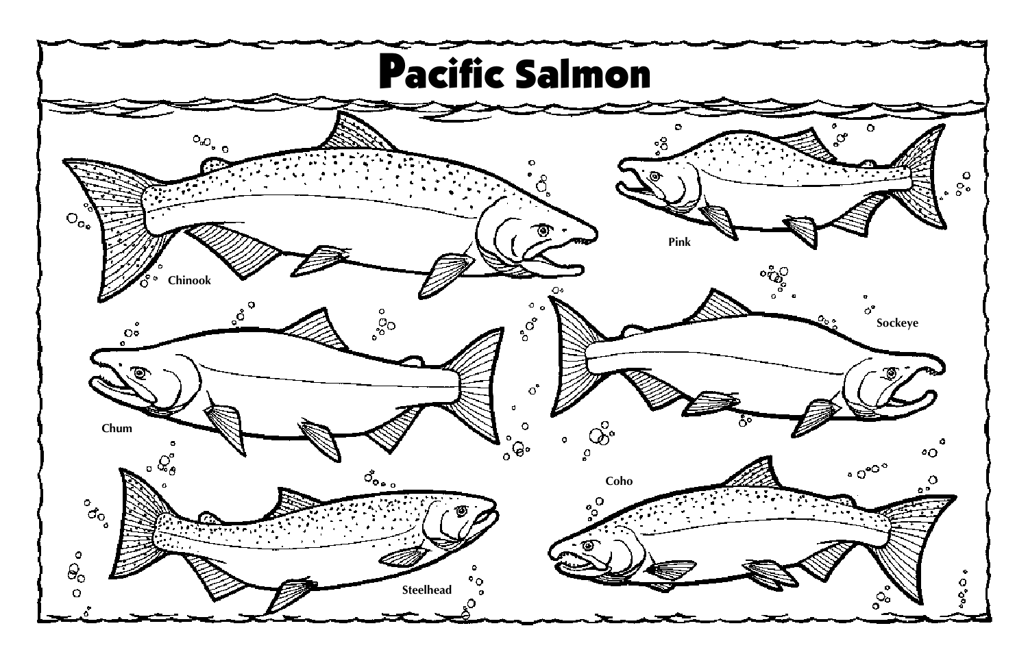# Pacific Salmon

Chinook

Pink

Chum

Sockeye

Coho

Steelhead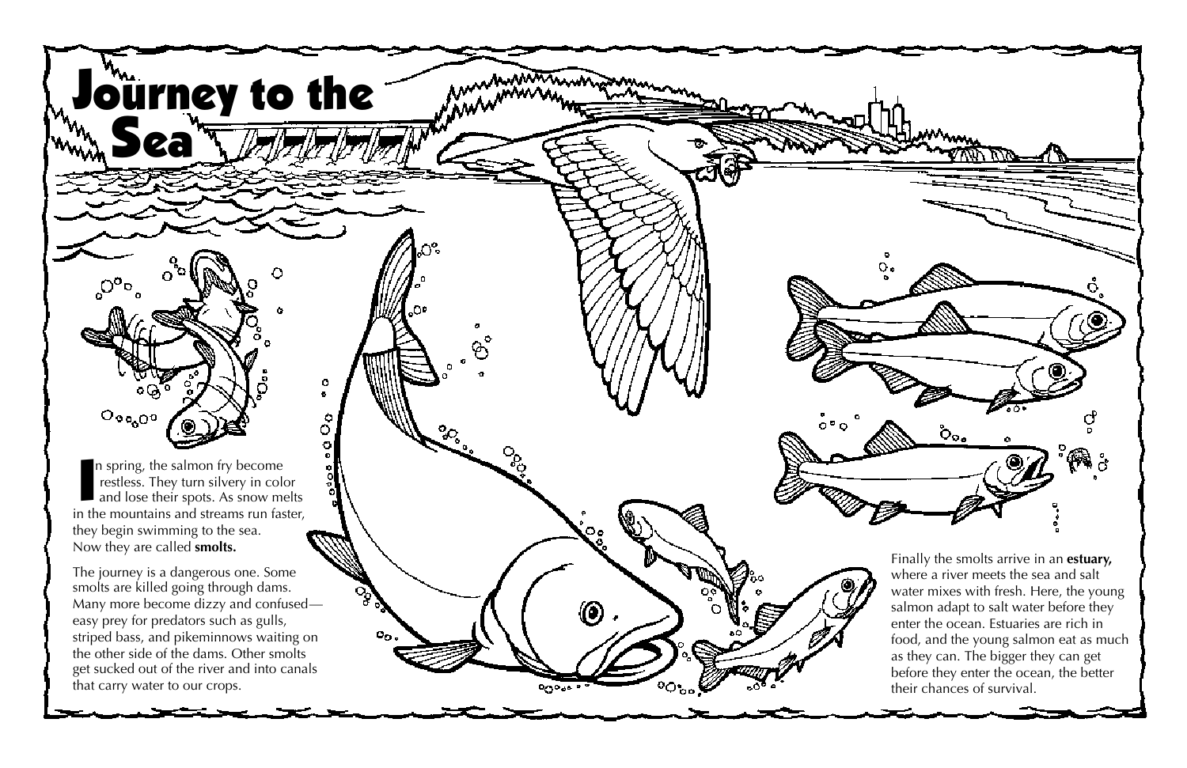# Journey to the Sea

In spring, the salmon fry become restless. They turn silvery in color and lose their spots. As snow melts in the mountains and streams run faster, they begin swimming to the sea. Now they are called **smolts.**

The journey is a dangerous one. Some smolts are killed going through dams. Many more become dizzy and confused—easy prey for predators such as gulls, striped bass, and pikeminnows waiting on the other side of the dams. Other smolts get sucked out of the river and into canals that carry water to our crops.

Finally the smolts arrive in an **estuary,** where a river meets the sea and salt water mixes with fresh. Here, the young salmon adapt to salt water before they enter the ocean. Estuaries are rich in food, and the young salmon eat as much as they can. The bigger they can get before they enter the ocean, the better their chances of survival.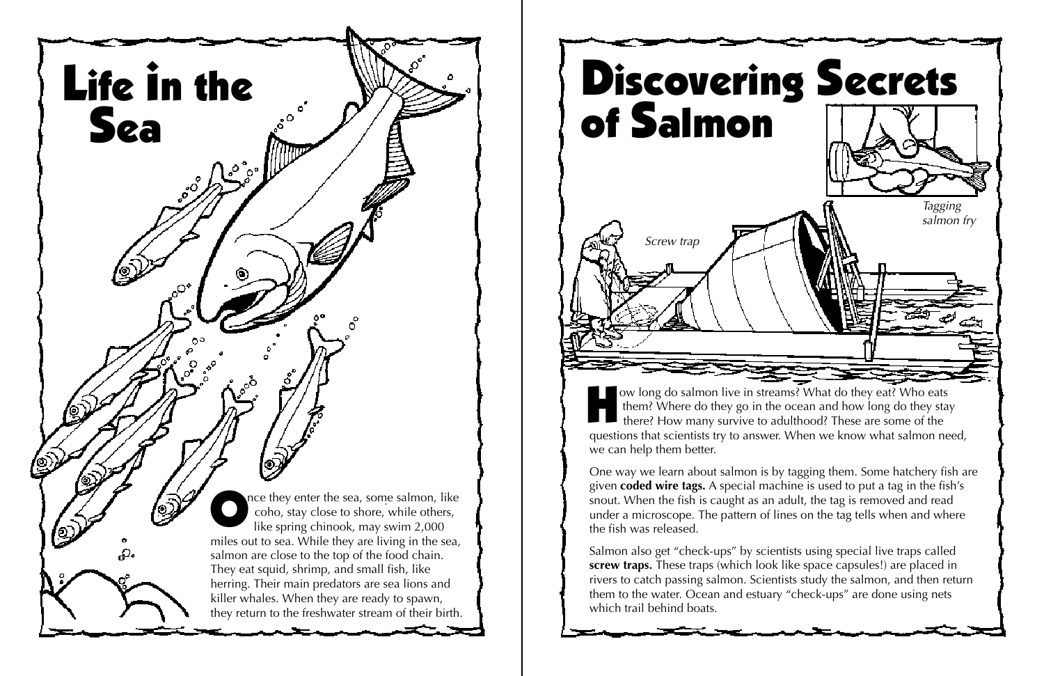# Life in the Sea

Once they enter the sea, some salmon, like coho, stay close to shore, while others, like spring chinook, may swim 2,000 miles out to sea. While they are living in the sea, salmon are close to the top of the food chain. They eat squid, shrimp, and small fish, like herring. Their main predators are sea lions and killer whales. When they are ready to spawn, they return to the freshwater stream of their birth.

# Discovering Secrets of Salmon

*Tagging salmon fry*

*Screw trap*

How long do salmon live in streams? What do they eat? Who eats them? Where do they go in the ocean and how long do they stay there? How many survive to adulthood? These are some of the questions that scientists try to answer. When we know what salmon need, we can help them better.

One way we learn about salmon is by tagging them. Some hatchery fish are given **coded wire tags.** A special machine is used to put a tag in the fish's snout. When the fish is caught as an adult, the tag is removed and read under a microscope. The pattern of lines on the tag tells when and where the fish was released.

Salmon also get "check-ups" by scientists using special live traps called **screw traps.** These traps (which look like space capsules!) are placed in rivers to catch passing salmon. Scientists study the salmon, and then return them to the water. Ocean and estuary "check-ups" are done using nets which trail behind boats.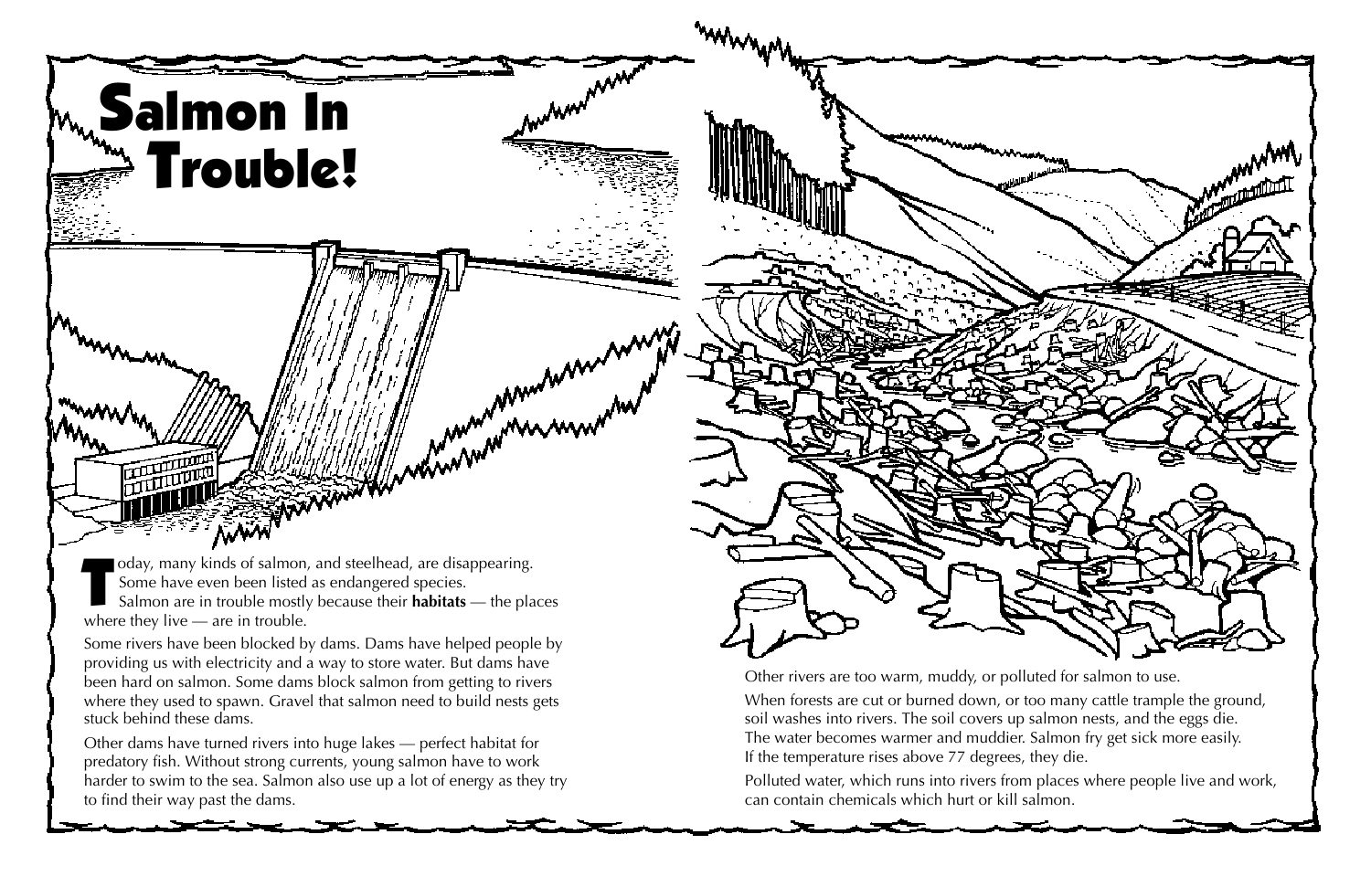# Salmon In Trouble!

Today, many kinds of salmon, and steelhead, are disappearing. Some have even been listed as endangered species. Salmon are in trouble mostly because their **habitats** — the places where they live — are in trouble.

Some rivers have been blocked by dams. Dams have helped people by providing us with electricity and a way to store water. But dams have been hard on salmon. Some dams block salmon from getting to rivers where they used to spawn. Gravel that salmon need to build nests gets stuck behind these dams.

Other dams have turned rivers into huge lakes — perfect habitat for predatory fish. Without strong currents, young salmon have to work harder to swim to the sea. Salmon also use up a lot of energy as they try to find their way past the dams.

Other rivers are too warm, muddy, or polluted for salmon to use.

When forests are cut or burned down, or too many cattle trample the ground, soil washes into rivers. The soil covers up salmon nests, and the eggs die. The water becomes warmer and muddier. Salmon fry get sick more easily. If the temperature rises above 77 degrees, they die.

Polluted water, which runs into rivers from places where people live and work, can contain chemicals which hurt or kill salmon.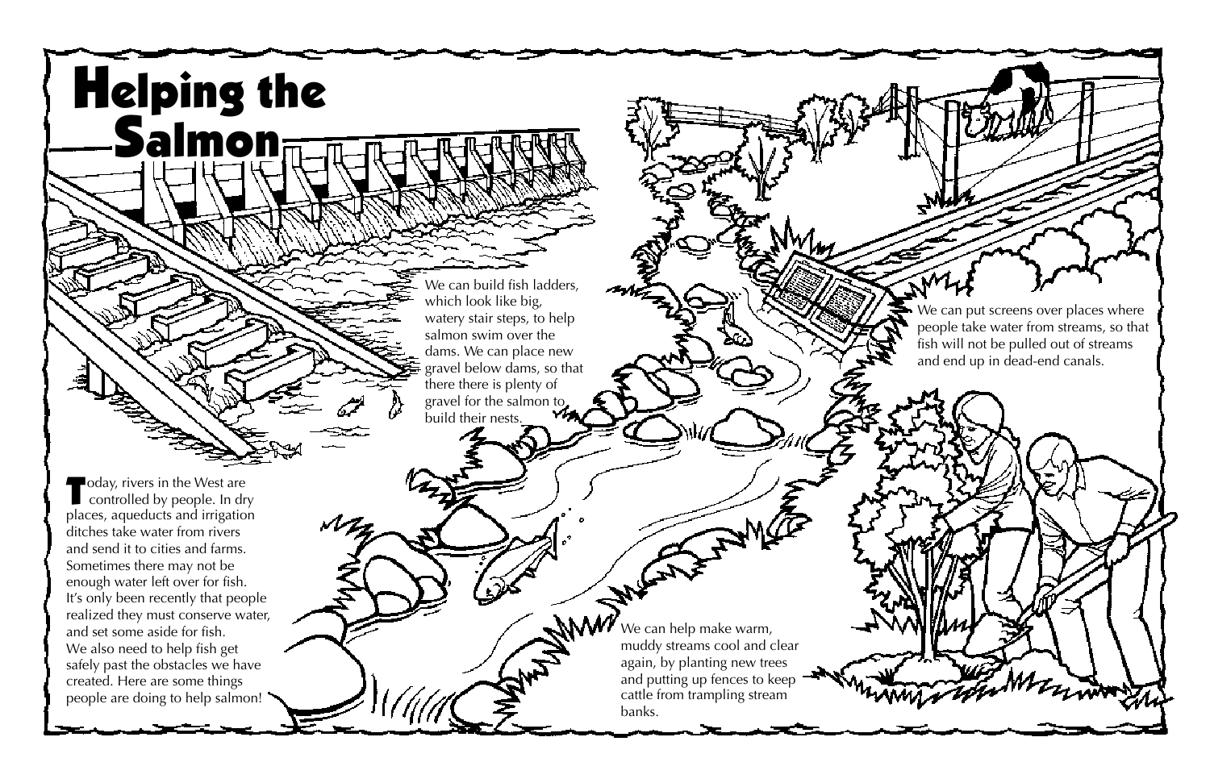# Helping the Salmon

Today, rivers in the West are controlled by people. In dry places, aqueducts and irrigation ditches take water from rivers and send it to cities and farms. Sometimes there may not be enough water left over for fish. It's only been recently that people realized they must conserve water, and set some aside for fish. We also need to help fish get safely past the obstacles we have created. Here are some things people are doing to help salmon!

We can build fish ladders, which look like big, watery stair steps, to help salmon swim over the dams. We can place new gravel below dams, so that there there is plenty of gravel for the salmon to build their nests.

We can put screens over places where people take water from streams, so that fish will not be pulled out of streams and end up in dead-end canals.

We can help make warm, muddy streams cool and clear again, by planting new trees and putting up fences to keep cattle from trampling stream banks.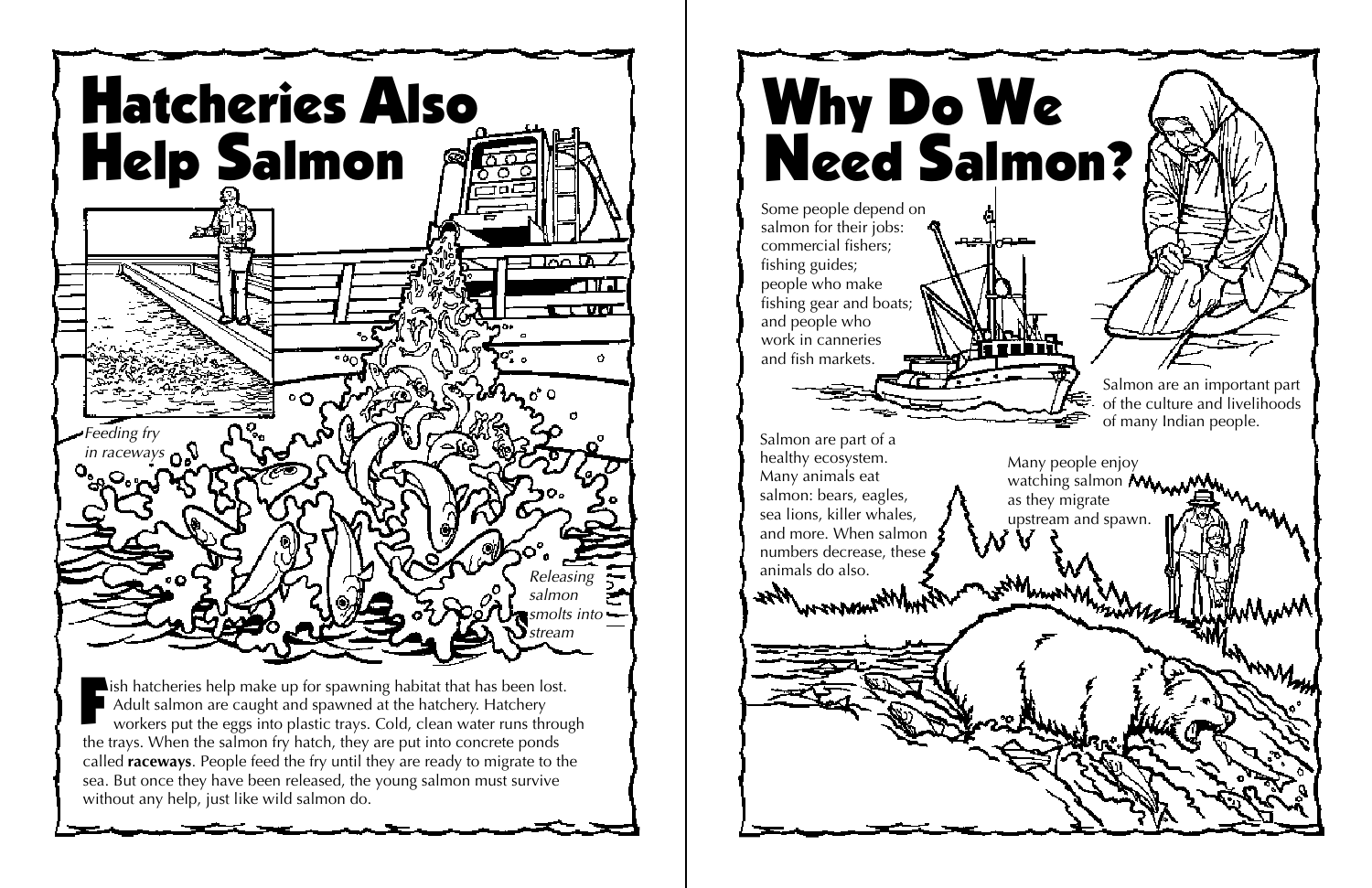# Hatcheries Also Help Salmon

*Feeding fry in raceways*

*Releasing salmon smolts into stream*

Fish hatcheries help make up for spawning habitat that has been lost. Adult salmon are caught and spawned at the hatchery. Hatchery workers put the eggs into plastic trays. Cold, clean water runs through the trays. When the salmon fry hatch, they are put into concrete ponds called **raceways**. People feed the fry until they are ready to migrate to the sea. But once they have been released, the young salmon must survive without any help, just like wild salmon do.

# Why Do We Need Salmon?

Some people depend on salmon for their jobs: commercial fishers; fishing guides; people who make fishing gear and boats; and people who work in canneries and fish markets.

Salmon are an important part of the culture and livelihoods of many Indian people.

Salmon are part of a healthy ecosystem. Many animals eat salmon: bears, eagles, sea lions, killer whales, and more. When salmon numbers decrease, these animals do also.

Many people enjoy watching salmon as they migrate upstream and spawn.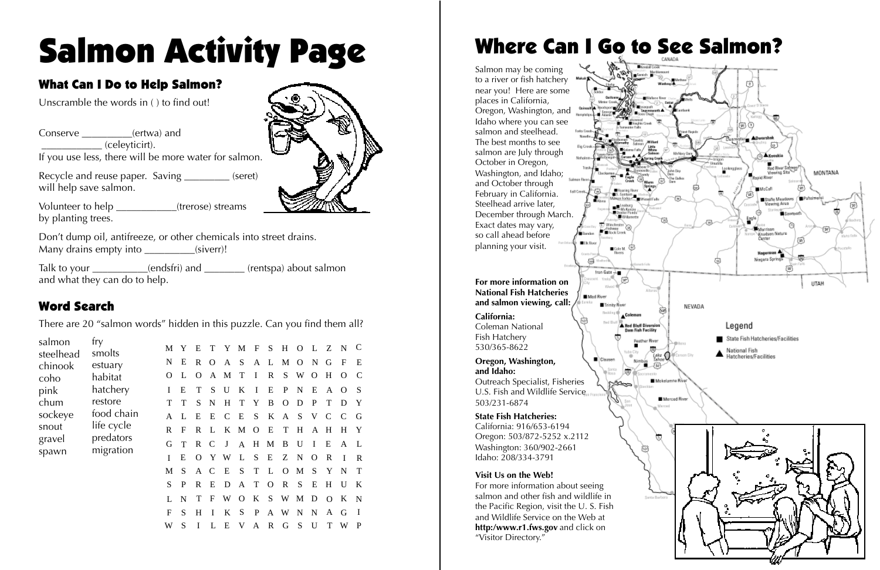# Salmon Activity Page

## What Can I Do to Help Salmon?

Unscramble the words in ( ) to find out!

Conserve __________(ertwa) and ____________ (celeyticirt).
If you use less, there will be more water for salmon.

Recycle and reuse paper. Saving _________ (seret) will help save salmon.

Volunteer to help ____________(trerose) streams by planting trees.

Don't dump oil, antifreeze, or other chemicals into street drains. Many drains empty into __________(siverr)!

Talk to your ___________(endsfri) and ________ (rentspa) about salmon and what they can do to help.

## Word Search

There are 20 "salmon words" hidden in this puzzle. Can you find them all?

| | |
|---|---|
| salmon | fry |
| steelhead | smolts |
| chinook | estuary |
| coho | habitat |
| pink | hatchery |
| chum | restore |
| sockeye | food chain |
| snout | life cycle |
| gravel | predators |
| spawn | migration |

```
M Y E T Y M F S H O L Z N C
N E R O A S A L M O N G F E
O L O A M T I R S W O H O C
I E T S U K I E P N E A O S
T T S N H T Y B O D P T D Y
A L E E C E S K A S V C C G
R F R L K M O E T H A H H Y
G T R C J A H M B U I E A L
I E O Y W L S E Z N O R I R
M S A C E S T L O M S Y N T
S P R E D A T O R S E H U K
L N T F W O K S W M D O K N
F S H I K S P A W N N A G I
W S I L E V A R G S U T W P
```

# Where Can I Go to See Salmon?

Salmon may be coming to a river or fish hatchery near you! Here are some places in California, Oregon, Washington, and Idaho where you can see salmon and steelhead. The best months to see salmon are July through October in Oregon, Washington, and Idaho; and October through February in California. Steelhead arrive later, December through March. Exact dates may vary, so call ahead before planning your visit.

**For more information on National Fish Hatcheries and salmon viewing, call:**

**California:**
Coleman National Fish Hatchery
530/365-8622

**Oregon, Washington, and Idaho:**
Outreach Specialist, Fisheries
U.S. Fish and Wildlife Service
503/231-6874

**State Fish Hatcheries:**
California: 916/653-6194
Oregon: 503/872-5252 x.2112
Washington: 360/902-2661
Idaho: 208/334-3791

**Visit Us on the Web!**
For more information about seeing salmon and other fish and wildlife in the Pacific Region, visit the U. S. Fish and Wildlife Service on the Web at **http:/www.r1.fws.gov** and click on "Visitor Directory."

Legend
- ■ State Fish Hatcheries/Facilities
- ▲ National Fish Hatcheries/Facilities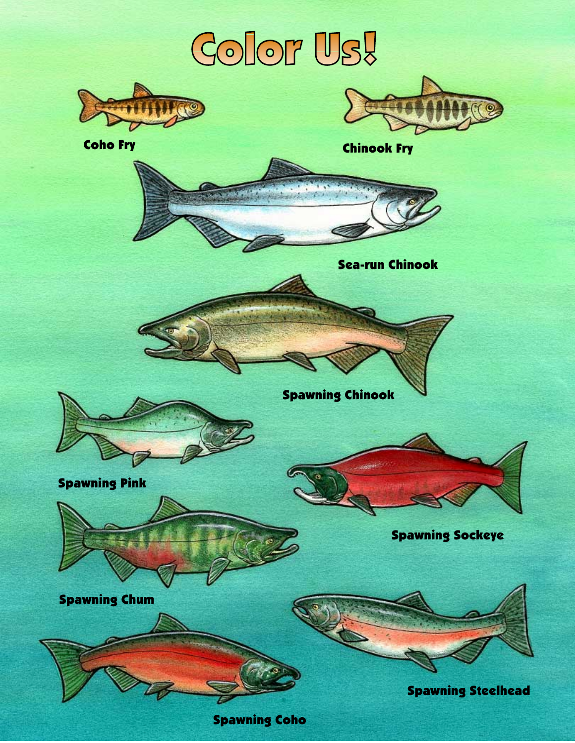# Color Us!

Coho Fry

Chinook Fry

Sea-run Chinook

Spawning Chinook

Spawning Pink

Spawning Sockeye

Spawning Chum

Spawning Steelhead

Spawning Coho